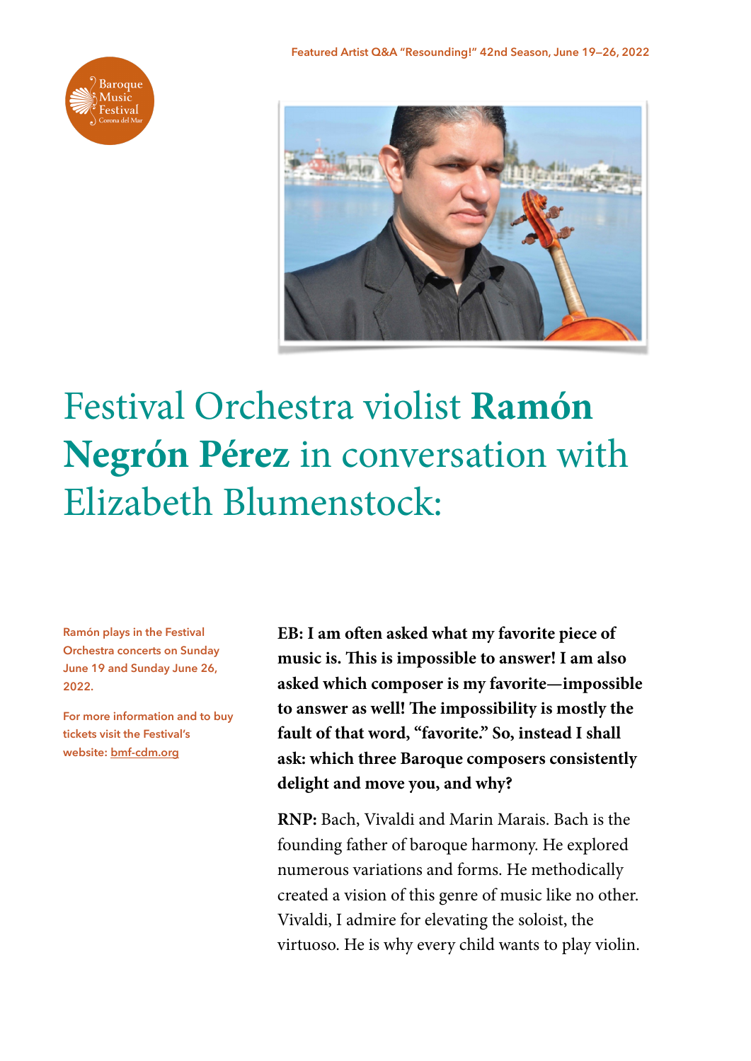Featured Artist Q&A "Resounding!" 42nd Season, June 19—26, 2022

# Festival Orchestra violist **Ramón Negrón Pérez** in conversation with Elizabeth Blumenstock:

Ramón plays in the Festival Orchestra concerts on Sunday June 19 and Sunday June 26, 2022.

For more information and to buy tickets visit the Festival's website: bmf-cdm.org

**EB: I am often asked what my favorite piece of music is. This is impossible to answer! I am also asked which composer is my favorite—impossible to answer as well! The impossibility is mostly the fault of that word, "favorite." So, instead I shall ask: which three Baroque composers consistently delight and move you, and why?**

**RNP:** Bach, Vivaldi and Marin Marais. Bach is the founding father of baroque harmony. He explored numerous variations and forms. He methodically created a vision of this genre of music like no other. Vivaldi, I admire for elevating the soloist, the virtuoso. He is why every child wants to play violin.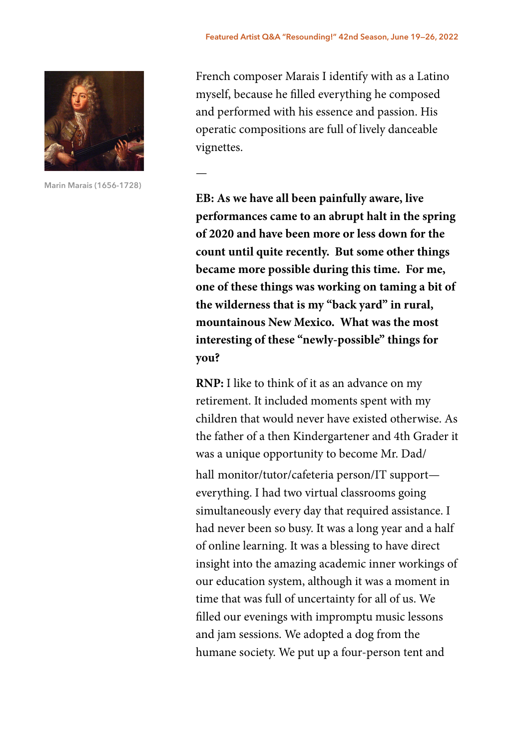Marin Marais (1656-1728)

French composer Marais I identify with as a Latino myself, because he filled everything he composed and performed with his essence and passion. His operatic compositions are full of lively danceable vignettes.

—

**EB: As we have all been painfully aware, live performances came to an abrupt halt in the spring of 2020 and have been more or less down for the count until quite recently. But some other things became more possible during this time. For me, one of these things was working on taming a bit of the wilderness that is my "back yard" in rural, mountainous New Mexico. What was the most interesting of these "newly-possible" things for you?**

**RNP:** I like to think of it as an advance on my retirement. It included moments spent with my children that would never have existed otherwise. As the father of a then Kindergartener and 4th Grader it was a unique opportunity to become Mr. Dad/hall monitor/tutor/cafeteria person/IT support—everything. I had two virtual classrooms going simultaneously every day that required assistance. I had never been so busy. It was a long year and a half of online learning. It was a blessing to have direct insight into the amazing academic inner workings of our education system, although it was a moment in time that was full of uncertainty for all of us. We filled our evenings with impromptu music lessons and jam sessions. We adopted a dog from the humane society. We put up a four-person tent and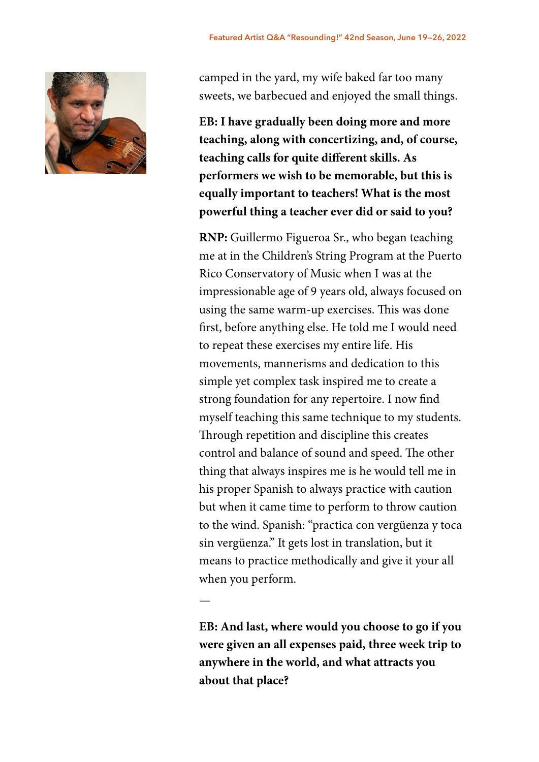camped in the yard, my wife baked far too many sweets, we barbecued and enjoyed the small things.

**EB: I have gradually been doing more and more teaching, along with concertizing, and, of course, teaching calls for quite different skills. As performers we wish to be memorable, but this is equally important to teachers! What is the most powerful thing a teacher ever did or said to you?**

**RNP:** Guillermo Figueroa Sr., who began teaching me at in the Children's String Program at the Puerto Rico Conservatory of Music when I was at the impressionable age of 9 years old, always focused on using the same warm-up exercises. This was done first, before anything else. He told me I would need to repeat these exercises my entire life. His movements, mannerisms and dedication to this simple yet complex task inspired me to create a strong foundation for any repertoire. I now find myself teaching this same technique to my students. Through repetition and discipline this creates control and balance of sound and speed. The other thing that always inspires me is he would tell me in his proper Spanish to always practice with caution but when it came time to perform to throw caution to the wind. Spanish: "practica con vergüenza y toca sin vergüenza." It gets lost in translation, but it means to practice methodically and give it your all when you perform.

—

**EB: And last, where would you choose to go if you were given an all expenses paid, three week trip to anywhere in the world, and what attracts you about that place?**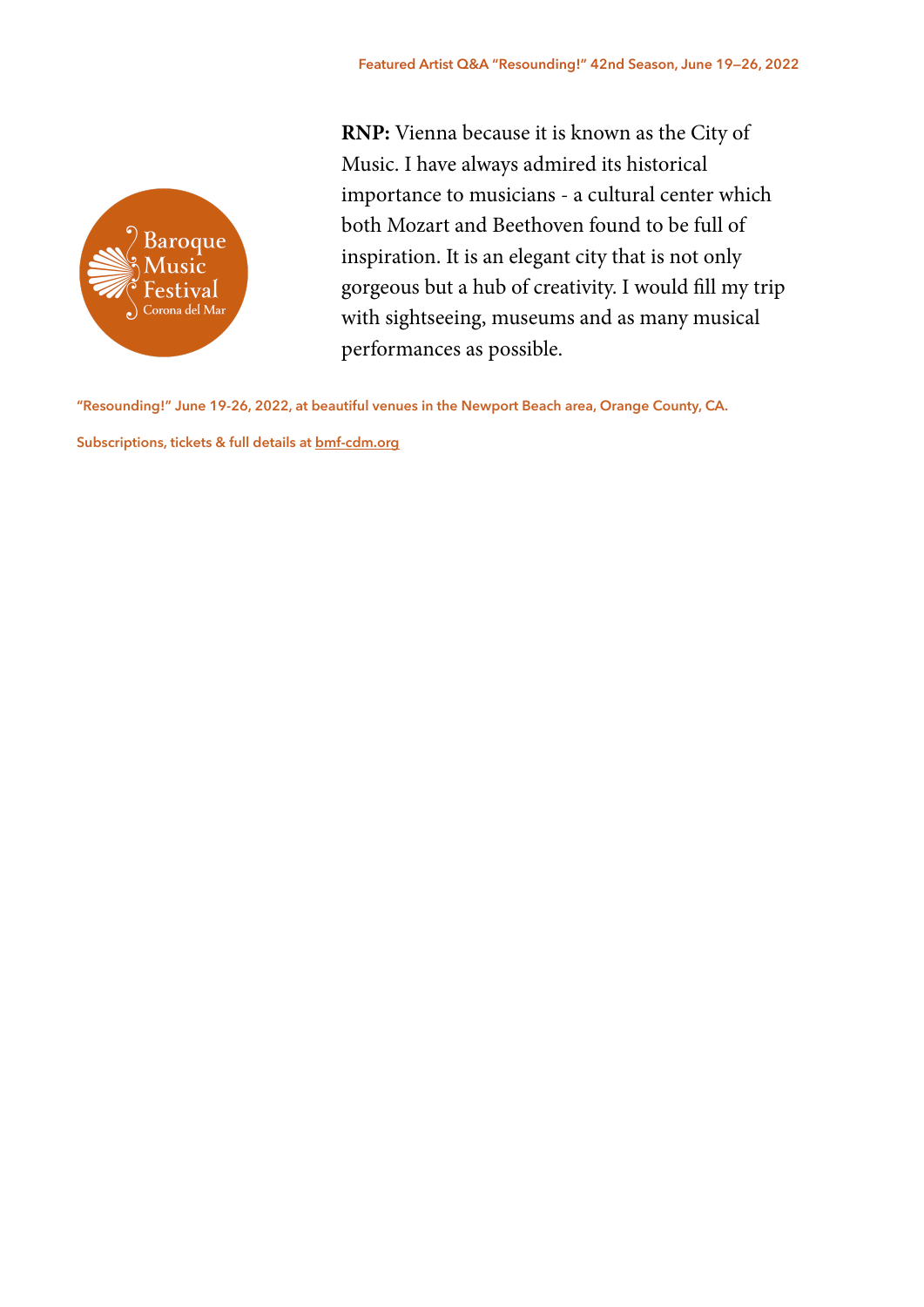**RNP:** Vienna because it is known as the City of Music. I have always admired its historical importance to musicians - a cultural center which both Mozart and Beethoven found to be full of inspiration. It is an elegant city that is not only gorgeous but a hub of creativity. I would fill my trip with sightseeing, museums and as many musical performances as possible.

"Resounding!" June 19-26, 2022, at beautiful venues in the Newport Beach area, Orange County, CA.

Subscriptions, tickets & full details at bmf-cdm.org